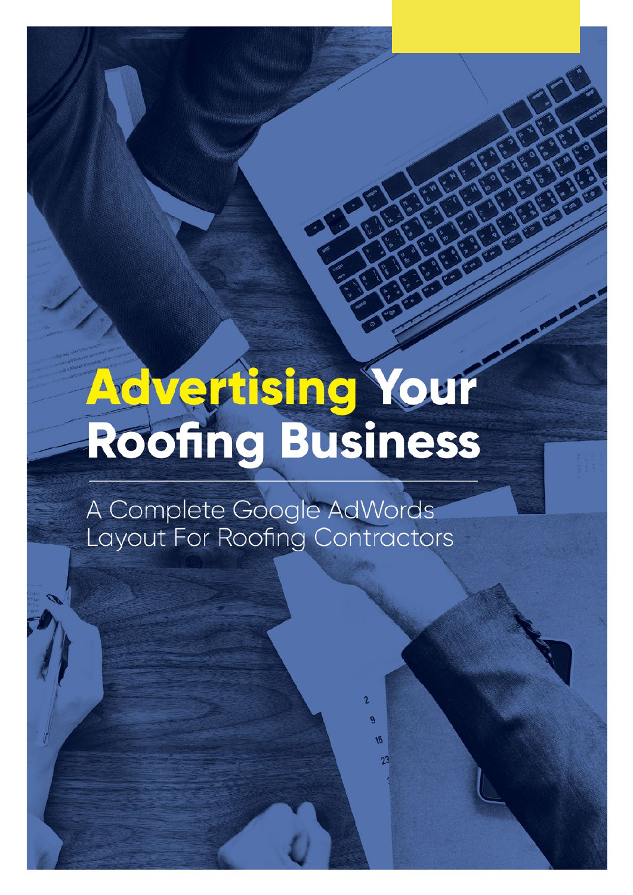# Advertising Your Roofing Business

A Complete Google AdWords Layout For Roofing Contractors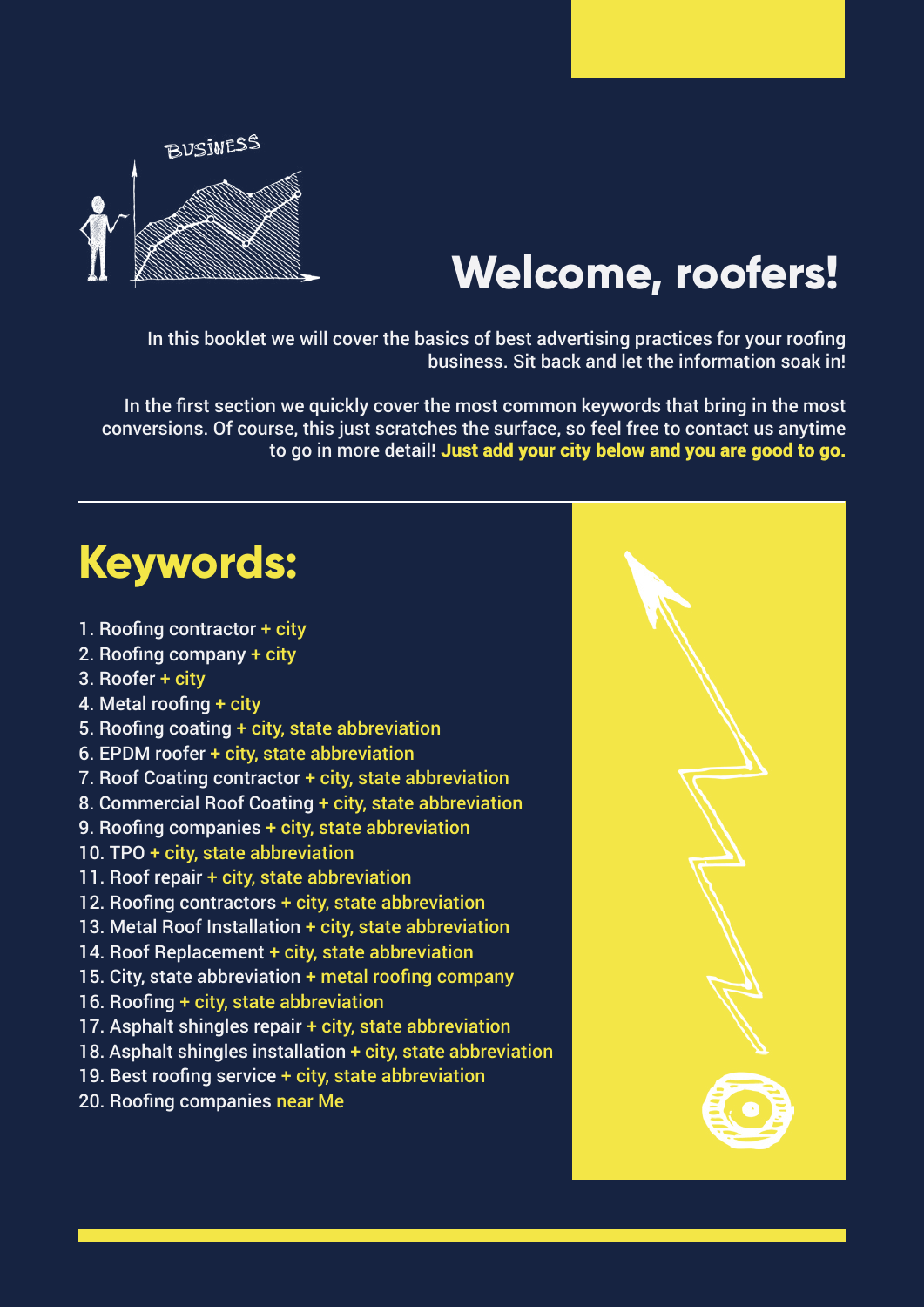# Welcome, roofers!

In this booklet we will cover the basics of best advertising practices for your roofing business. Sit back and let the information soak in!

In the first section we quickly cover the most common keywords that bring in the most conversions. Of course, this just scratches the surface, so feel free to contact us anytime to go in more detail! **Just add your city below and you are good to go.**

## Keywords:

1. Roofing contractor + city
2. Roofing company + city
3. Roofer + city
4. Metal roofing + city
5. Roofing coating + city, state abbreviation
6. EPDM roofer + city, state abbreviation
7. Roof Coating contractor + city, state abbreviation
8. Commercial Roof Coating + city, state abbreviation
9. Roofing companies + city, state abbreviation
10. TPO + city, state abbreviation
11. Roof repair + city, state abbreviation
12. Roofing contractors + city, state abbreviation
13. Metal Roof Installation + city, state abbreviation
14. Roof Replacement + city, state abbreviation
15. City, state abbreviation + metal roofing company
16. Roofing + city, state abbreviation
17. Asphalt shingles repair + city, state abbreviation
18. Asphalt shingles installation + city, state abbreviation
19. Best roofing service + city, state abbreviation
20. Roofing companies near Me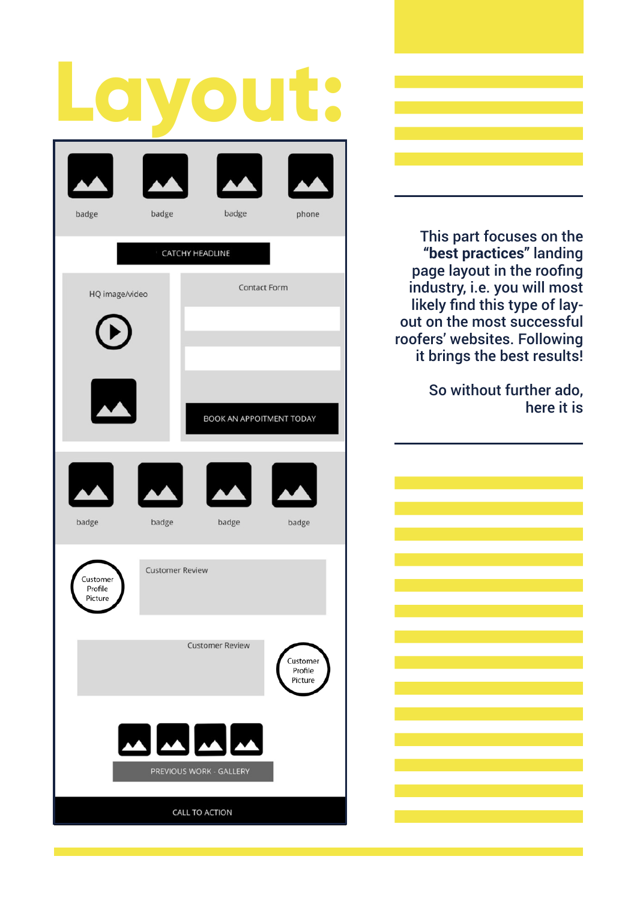# Layout:

badge badge badge phone

CATCHY HEADLINE

HQ image/video

Contact Form

BOOK AN APPOITMENT TODAY

badge badge badge badge

Customer Profile Picture

Customer Review

Customer Review

Customer Profile Picture

PREVIOUS WORK - GALLERY

CALL TO ACTION

This part focuses on the **"best practices"** landing page layout in the roofing industry, i.e. you will most likely find this type of lay-out on the most successful roofers' websites. Following it brings the best results!

So without further ado, here it is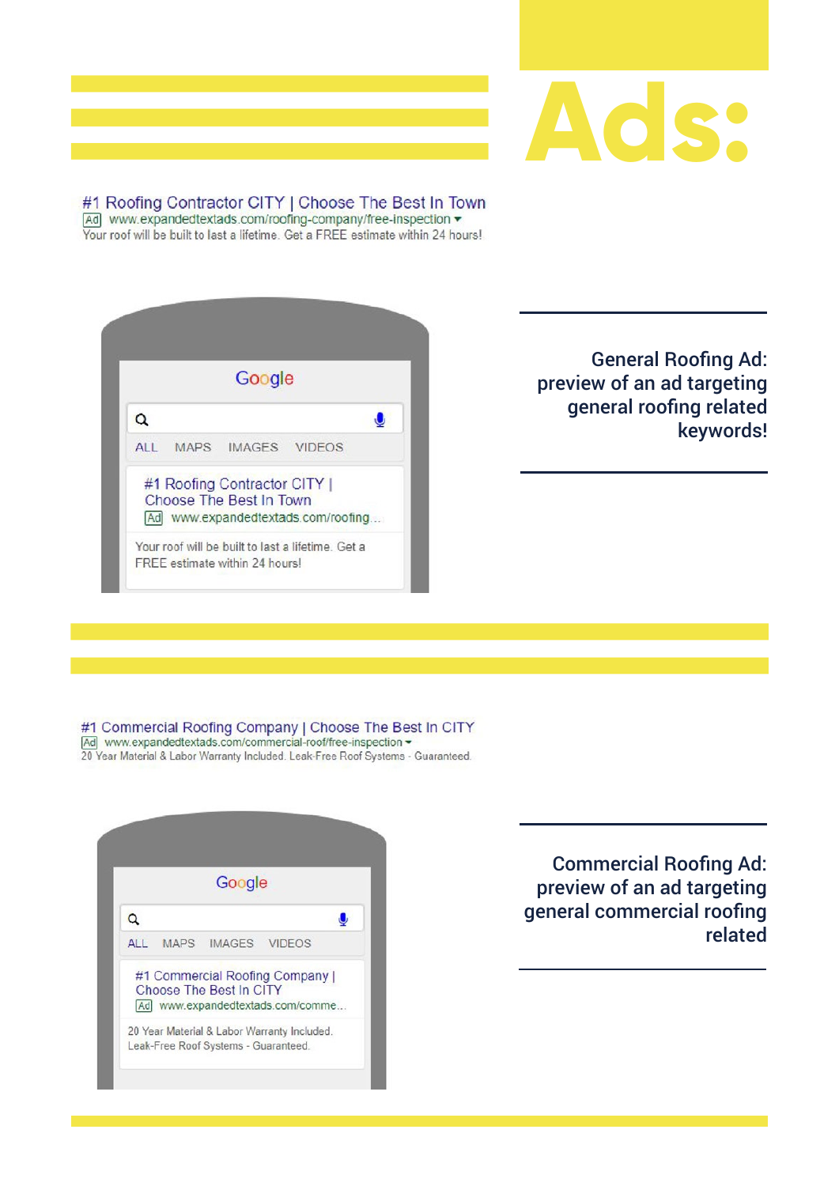# Ads:

#1 Roofing Contractor CITY | Choose The Best In Town
Ad www.expandedtextads.com/roofing-company/free-inspection
Your roof will be built to last a lifetime. Get a FREE estimate within 24 hours!

Google

ALL MAPS IMAGES VIDEOS

#1 Roofing Contractor CITY | Choose The Best In Town
Ad www.expandedtextads.com/roofing...

Your roof will be built to last a lifetime. Get a FREE estimate within 24 hours!

**General Roofing Ad: preview of an ad targeting general roofing related keywords!**

#1 Commercial Roofing Company | Choose The Best In CITY
Ad www.expandedtextads.com/commercial-roof/free-inspection
20 Year Material & Labor Warranty Included. Leak-Free Roof Systems - Guaranteed.

Google

ALL MAPS IMAGES VIDEOS

#1 Commercial Roofing Company | Choose The Best In CITY
Ad www.expandedtextads.com/comme...

20 Year Material & Labor Warranty Included. Leak-Free Roof Systems - Guaranteed.

**Commercial Roofing Ad: preview of an ad targeting general commercial roofing related**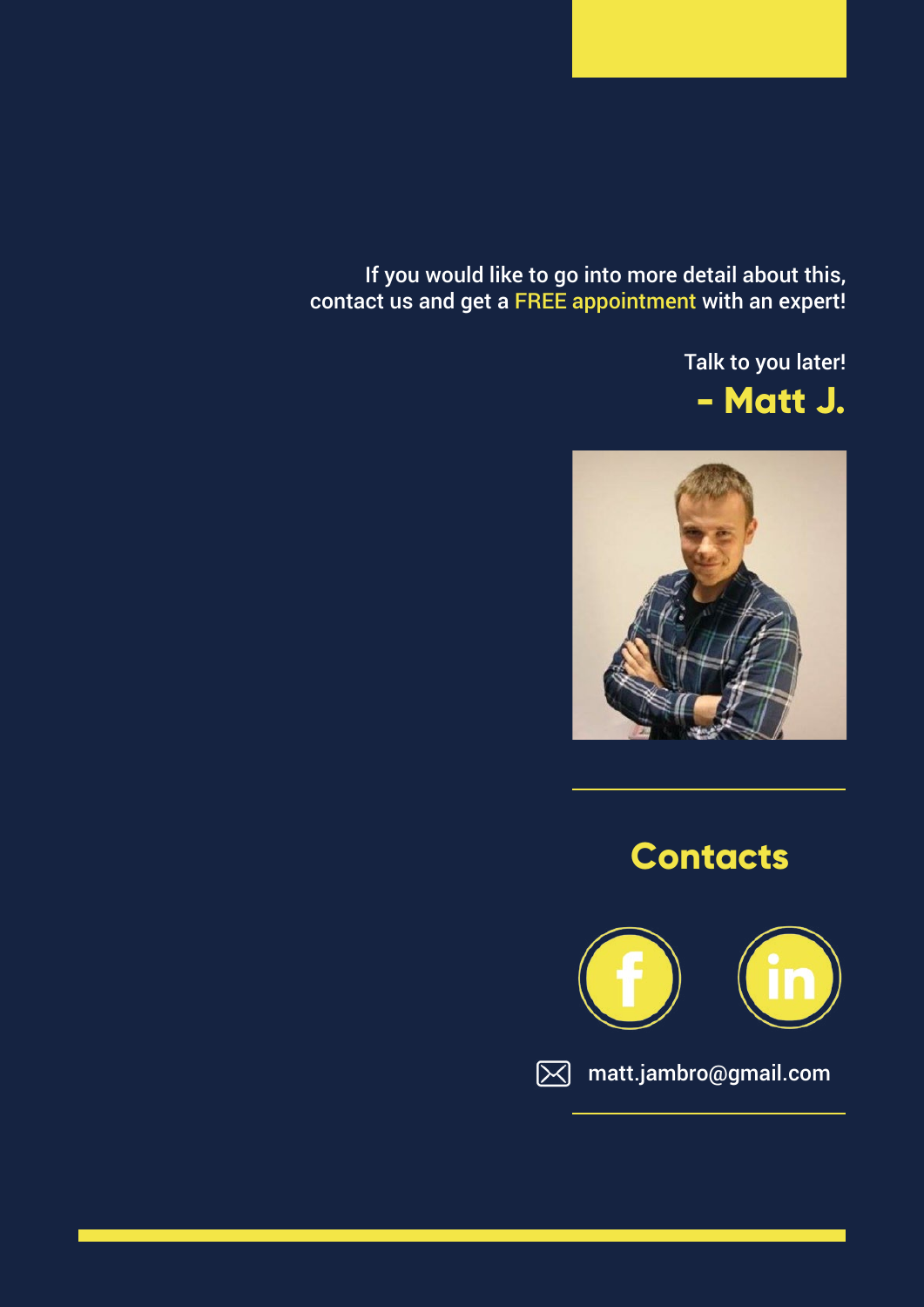If you would like to go into more detail about this, contact us and get a FREE appointment with an expert!

Talk to you later!

**- Matt J.**

## Contacts

matt.jambro@gmail.com